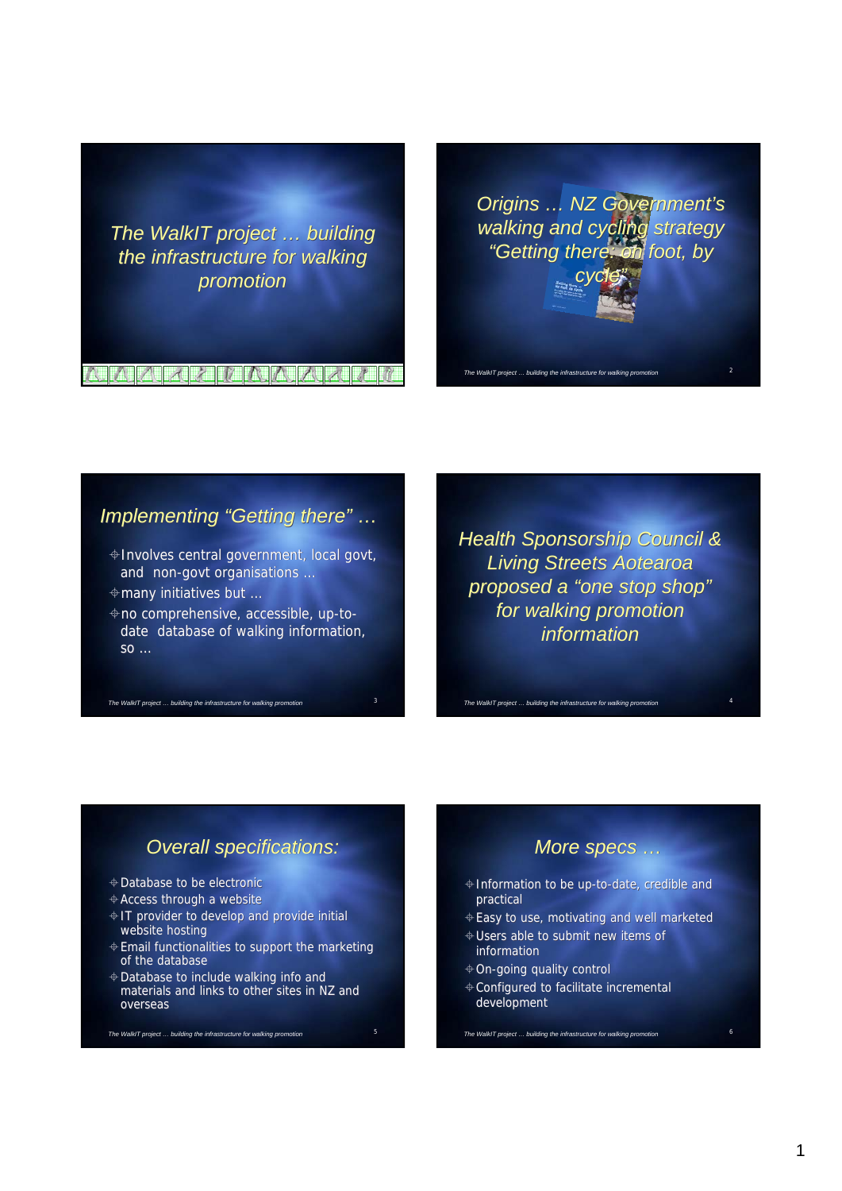# The WalkIT project … building the infrastructure for walking promotion

## Origins … NZ Government's walking and cycling strategy "Getting there: on foot, by cycle"

## Implementing "Getting there" …

- Involves central government, local govt, and non-govt organisations …
- many initiatives but …
- no comprehensive, accessible, up-to-date database of walking information, so …

## Health Sponsorship Council & Living Streets Aotearoa proposed a "one stop shop" for walking promotion information

## Overall specifications:

- Database to be electronic
- Access through a website
- IT provider to develop and provide initial website hosting
- Email functionalities to support the marketing of the database
- Database to include walking info and materials and links to other sites in NZ and overseas

## More specs …

- Information to be up-to-date, credible and practical
- Easy to use, motivating and well marketed
- Users able to submit new items of information
- On-going quality control
- Configured to facilitate incremental development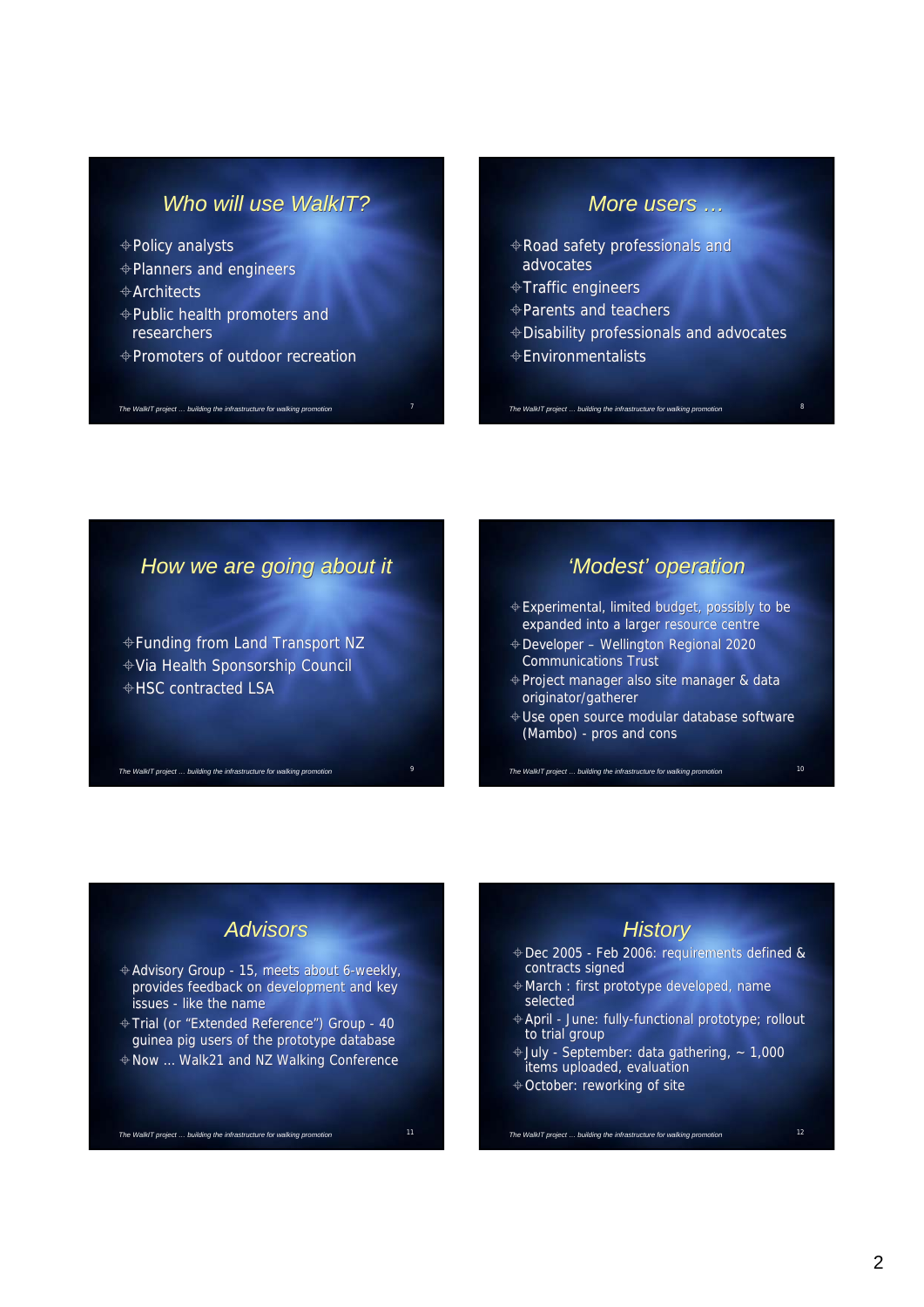## Who will use WalkIT?

- Policy analysts
- Planners and engineers
- Architects
- Public health promoters and researchers
- Promoters of outdoor recreation

## More users …

- Road safety professionals and advocates
- Traffic engineers
- Parents and teachers
- Disability professionals and advocates
- Environmentalists

## How we are going about it

- Funding from Land Transport NZ
- Via Health Sponsorship Council
- HSC contracted LSA

## 'Modest' operation

- Experimental, limited budget, possibly to be expanded into a larger resource centre
- Developer – Wellington Regional 2020 Communications Trust
- Project manager also site manager & data originator/gatherer
- Use open source modular database software (Mambo) - pros and cons

## Advisors

- Advisory Group - 15, meets about 6-weekly, provides feedback on development and key issues - like the name
- Trial (or "Extended Reference") Group - 40 guinea pig users of the prototype database
- Now … Walk21 and NZ Walking Conference

## History

- Dec 2005 - Feb 2006: requirements defined & contracts signed
- March : first prototype developed, name selected
- April - June: fully-functional prototype; rollout to trial group
- July - September: data gathering, ~ 1,000 items uploaded, evaluation
- October: reworking of site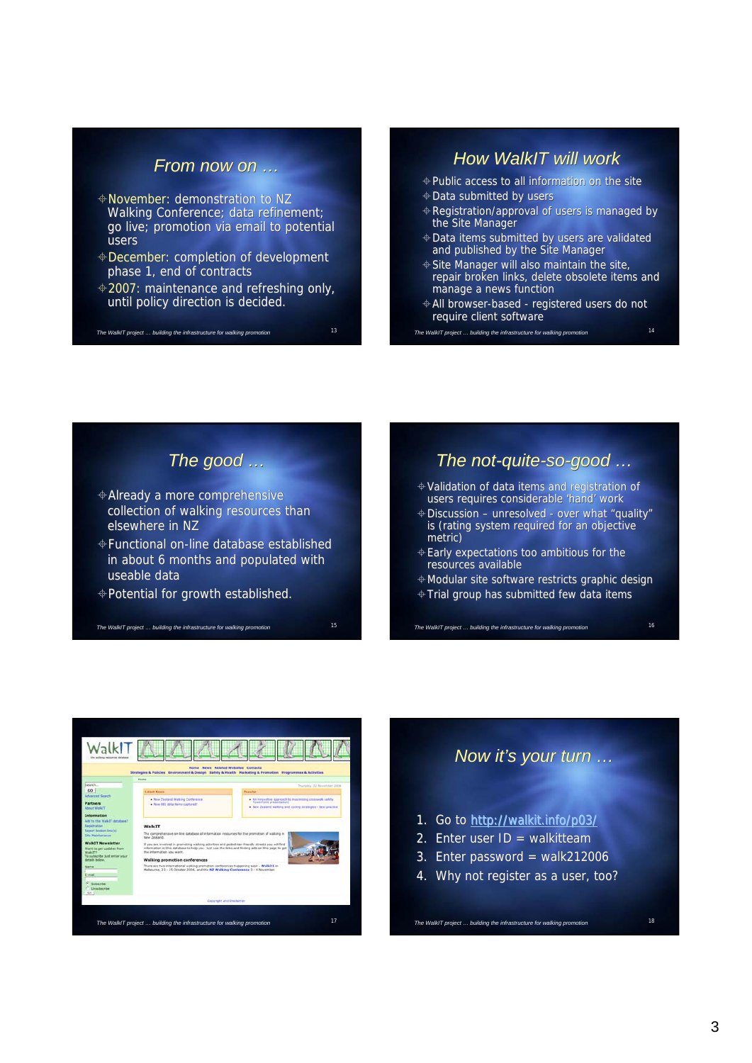## From now on …

- November: demonstration to NZ Walking Conference; data refinement; go live; promotion via email to potential users
- December: completion of development phase 1, end of contracts
- 2007: maintenance and refreshing only, until policy direction is decided.

*The WalkIT project … building the infrastructure for walking promotion*

## How WalkIT will work

- Public access to all information on the site
- Data submitted by users
- Registration/approval of users is managed by the Site Manager
- Data items submitted by users are validated and published by the Site Manager
- Site Manager will also maintain the site, repair broken links, delete obsolete items and manage a news function
- All browser-based - registered users do not require client software

*The WalkIT project … building the infrastructure for walking promotion*

## The good …

- Already a more comprehensive collection of walking resources than elsewhere in NZ
- Functional on-line database established in about 6 months and populated with useable data
- Potential for growth established.

*The WalkIT project … building the infrastructure for walking promotion*

## The not-quite-so-good …

- Validation of data items and registration of users requires considerable 'hand' work
- Discussion – unresolved - over what "quality" is (rating system required for an objective metric)
- Early expectations too ambitious for the resources available
- Modular site software restricts graphic design
- Trial group has submitted few data items

*The WalkIT project … building the infrastructure for walking promotion*

*The WalkIT project … building the infrastructure for walking promotion*

## Now it's your turn …

1. Go to http://walkit.info/p03/
2. Enter user ID = walkitteam
3. Enter password = walk212006
4. Why not register as a user, too?

*The WalkIT project … building the infrastructure for walking promotion*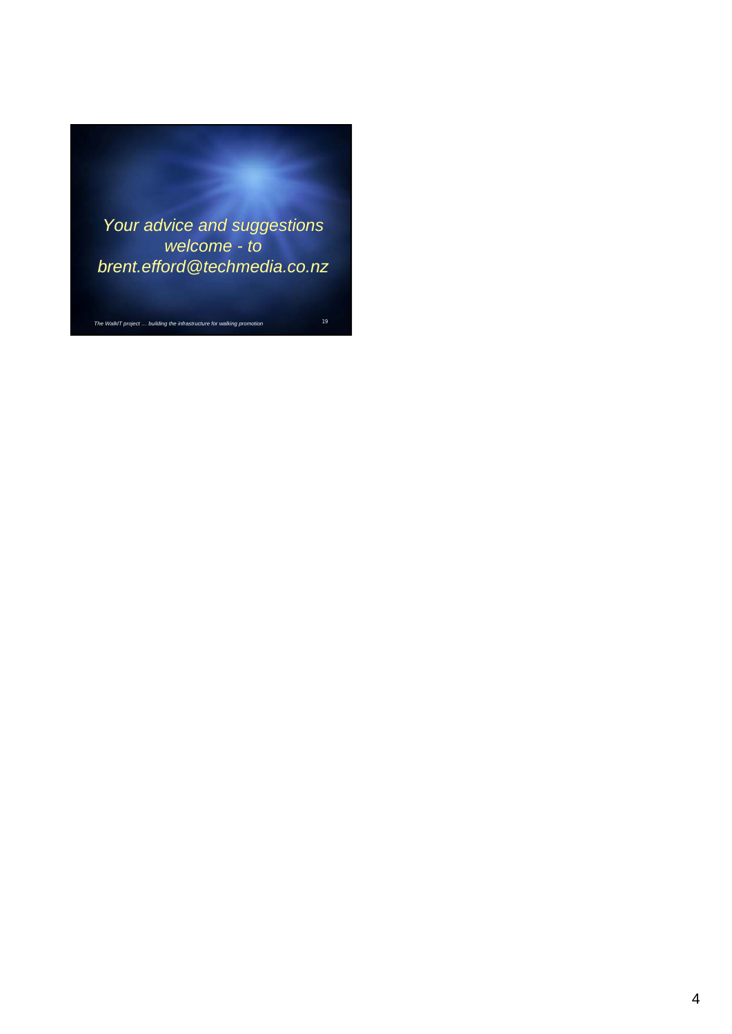*Your advice and suggestions welcome - to brent.efford@techmedia.co.nz*

*The WalkIT project … building the infrastructure for walking promotion*